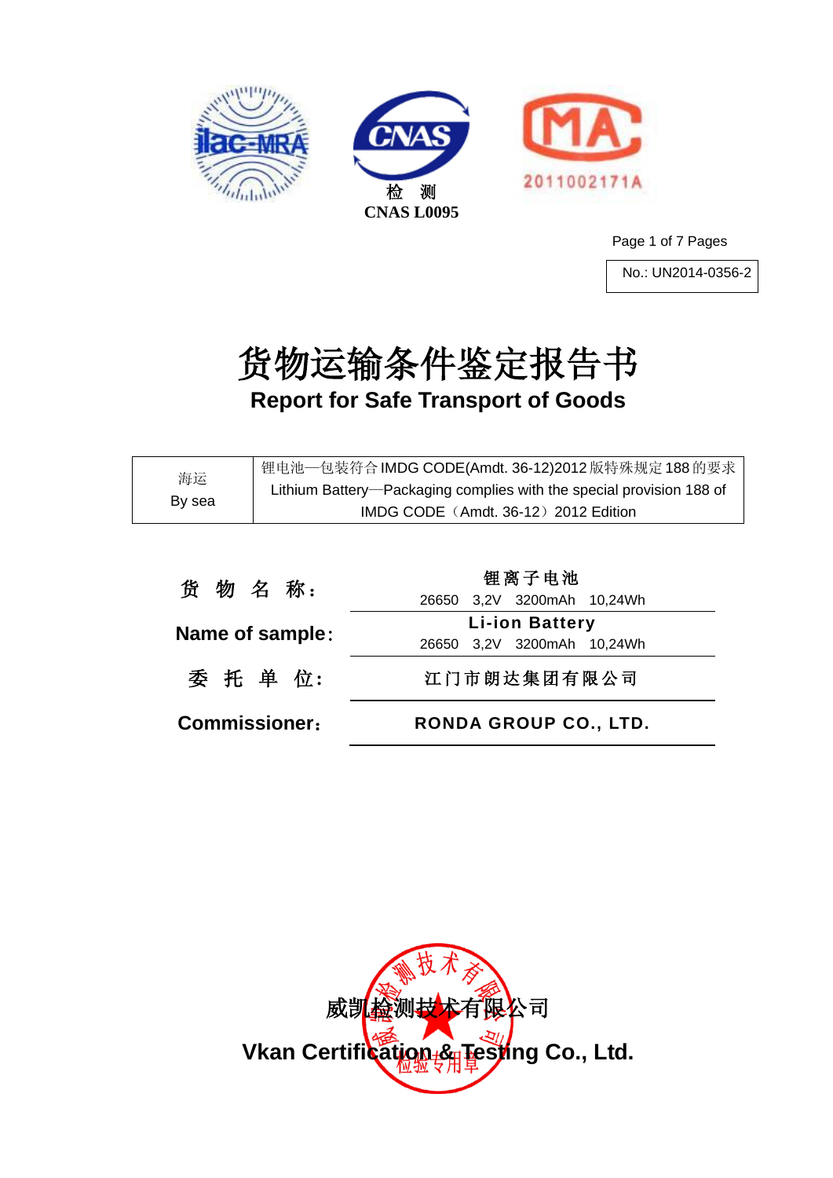检 测
CNAS L0095

2011002171A

No.: UN2014-0356-2

# 货物运输条件鉴定报告书

## Report for Safe Transport of Goods

| 海运<br>By sea | 锂电池—包装符合 IMDG CODE(Amdt. 36-12)2012 版特殊规定 188 的要求<br>Lithium Battery—Packaging complies with the special provision 188 of IMDG CODE（Amdt. 36-12）2012 Edition |
|---|---|

| | |
|---|---|
| **货 物 名 称：** | 锂离子电池<br>26650 3,2V 3200mAh 10,24Wh |
| **Name of sample：** | **Li-ion Battery**<br>26650 3,2V 3200mAh 10,24Wh |
| **委 托 单 位：** | 江门市朗达集团有限公司 |
| **Commissioner：** | **RONDA GROUP CO., LTD.** |

威凯检测技术有限公司

**Vkan Certification & Testing Co., Ltd.**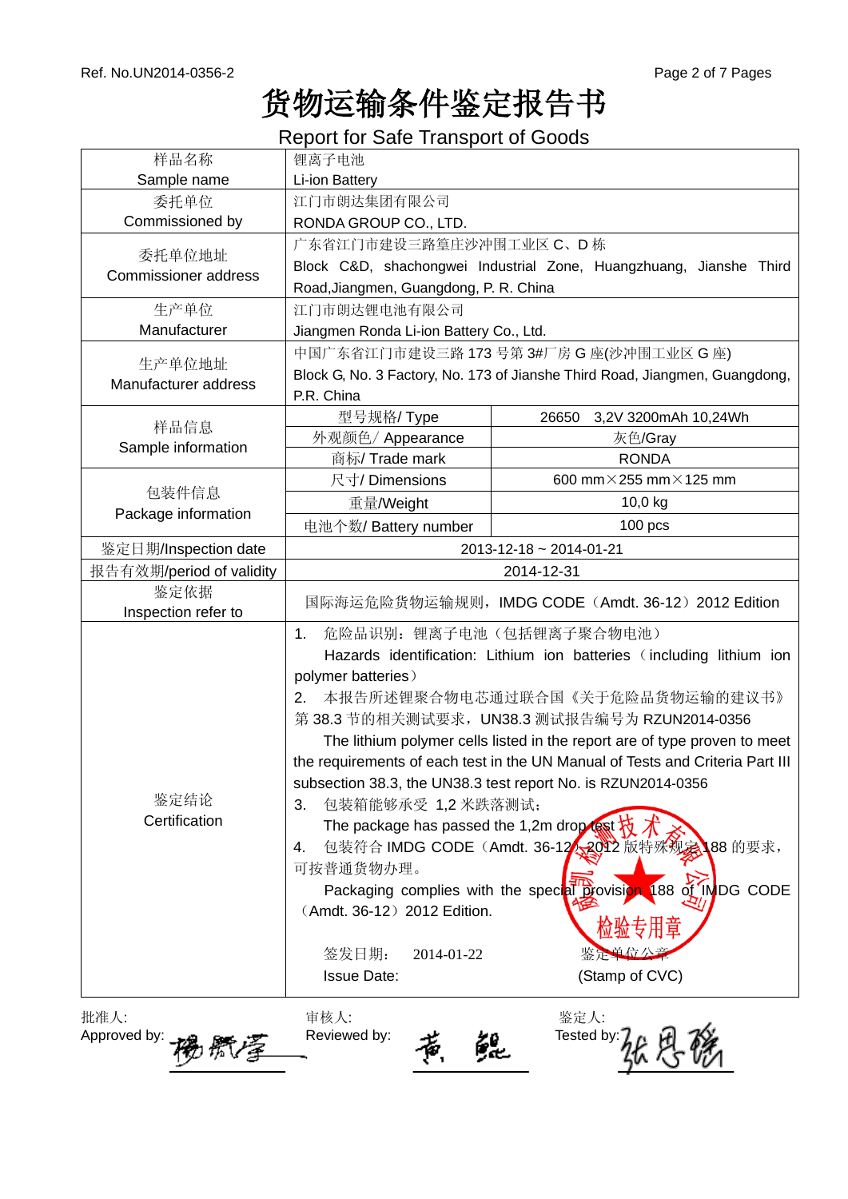Ref. No.UN2014-0356-2

# 货物运输条件鉴定报告书

## Report for Safe Transport of Goods

| 样品名称 Sample name | 锂离子电池 Li-ion Battery | |
|---|---|---|
| 委托单位 Commissioned by | 江门市朗达集团有限公司 RONDA GROUP CO., LTD. | |
| 委托单位地址 Commissioner address | 广东省江门市建设三路篁庄沙冲围工业区 C、D 栋 Block C&D, shachongwei Industrial Zone, Huangzhuang, Jianshe Third Road,Jiangmen, Guangdong, P. R. China | |
| 生产单位 Manufacturer | 江门市朗达锂电池有限公司 Jiangmen Ronda Li-ion Battery Co., Ltd. | |
| 生产单位地址 Manufacturer address | 中国广东省江门市建设三路 173 号第 3#厂房 G 座(沙冲围工业区 G 座) Block G, No. 3 Factory, No. 173 of Jianshe Third Road, Jiangmen, Guangdong, P.R. China | |
| 样品信息 Sample information | 型号规格/ Type | 26650 3,2V 3200mAh 10,24Wh |
| | 外观颜色/ Appearance | 灰色/Gray |
| | 商标/ Trade mark | RONDA |
| 包装件信息 Package information | 尺寸/ Dimensions | 600 mm×255 mm×125 mm |
| | 重量/Weight | 10,0 kg |
| | 电池个数/ Battery number | 100 pcs |
| 鉴定日期/Inspection date | 2013-12-18 ~ 2014-01-21 | |
| 报告有效期/period of validity | 2014-12-31 | |
| 鉴定依据 Inspection refer to | 国际海运危险货物运输规则，IMDG CODE（Amdt. 36-12）2012 Edition | |
| 鉴定结论 Certification | 1. 危险品识别：锂离子电池（包括锂离子聚合物电池） Hazards identification: Lithium ion batteries（including lithium ion polymer batteries）<br>2. 本报告所述锂聚合物电芯通过联合国《关于危险品货物运输的建议书》第 38.3 节的相关测试要求，UN38.3 测试报告编号为 RZUN2014-0356 The lithium polymer cells listed in the report are of type proven to meet the requirements of each test in the UN Manual of Tests and Criteria Part III subsection 38.3, the UN38.3 test report No. is RZUN2014-0356<br>3. 包装箱能够承受 1,2 米跌落测试； The package has passed the 1,2m drop test<br>4. 包装符合 IMDG CODE（Amdt. 36-12）2012 版特殊规定 188 的要求，可按普通货物办理。 Packaging complies with the special provision 188 of IMDG CODE（Amdt. 36-12）2012 Edition.<br>签发日期： 2014-01-22 Issue Date: 鉴定单位公章 (Stamp of CVC) | |

批准人: Approved by: 杨赞学　　审核人: Reviewed by: 黄 鲲　　鉴定人: Tested by: 张思瑶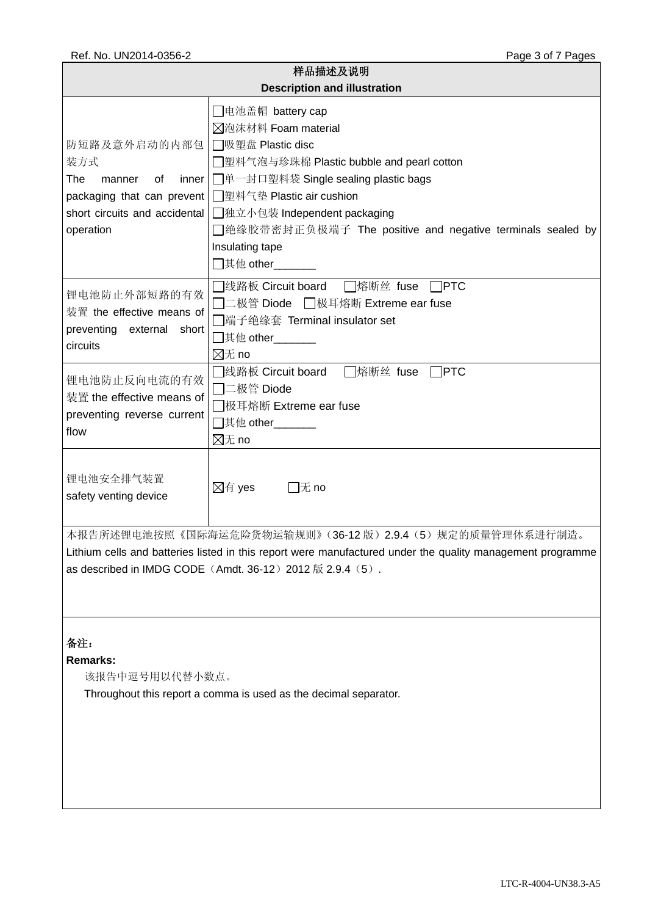| 样品描述及说明<br>Description and illustration | |
|---|---|
| 防短路及意外启动的内部包装方式<br>The manner of inner packaging that can prevent short circuits and accidental operation | ☐电池盖帽 battery cap<br>☒泡沫材料 Foam material<br>☐吸塑盘 Plastic disc<br>☐塑料气泡与珍珠棉 Plastic bubble and pearl cotton<br>☐单一封口塑料袋 Single sealing plastic bags<br>☐塑料气垫 Plastic air cushion<br>☐独立小包装 Independent packaging<br>☐绝缘胶带密封正负极端子 The positive and negative terminals sealed by Insulating tape<br>☐其他 other_______ |
| 锂电池防止外部短路的有效装置 the effective means of preventing external short circuits | ☐线路板 Circuit board ☐熔断丝 fuse ☐PTC<br>☐二极管 Diode ☐极耳熔断 Extreme ear fuse<br>☐端子绝缘套 Terminal insulator set<br>☐其他 other_______<br>☒无 no |
| 锂电池防止反向电流的有效装置 the effective means of preventing reverse current flow | ☐线路板 Circuit board ☐熔断丝 fuse ☐PTC<br>☐二极管 Diode<br>☐极耳熔断 Extreme ear fuse<br>☐其他 other_______<br>☒无 no |
| 锂电池安全排气装置<br>safety venting device | ☒有 yes ☐无 no |

本报告所述锂电池按照《国际海运危险货物运输规则》(36-12 版）2.9.4（5）规定的质量管理体系进行制造。
Lithium cells and batteries listed in this report were manufactured under the quality management programme as described in IMDG CODE（Amdt. 36-12）2012 版 2.9.4（5）.

**备注：**
**Remarks:**

该报告中逗号用以代替小数点。

Throughout this report a comma is used as the decimal separator.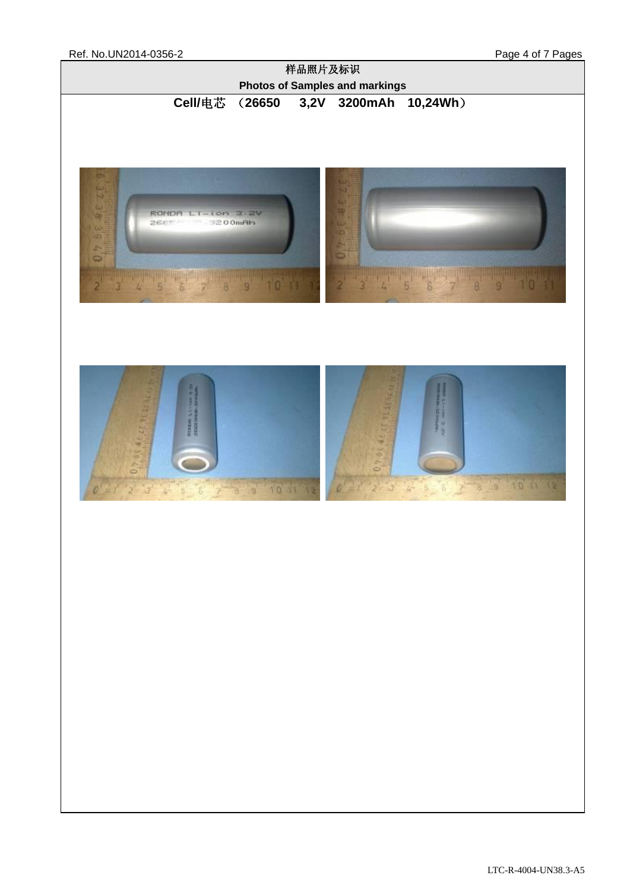## 样品照片及标识

## Photos of Samples and markings

**Cell/电芯 （26650 3,2V 3200mAh 10,24Wh）**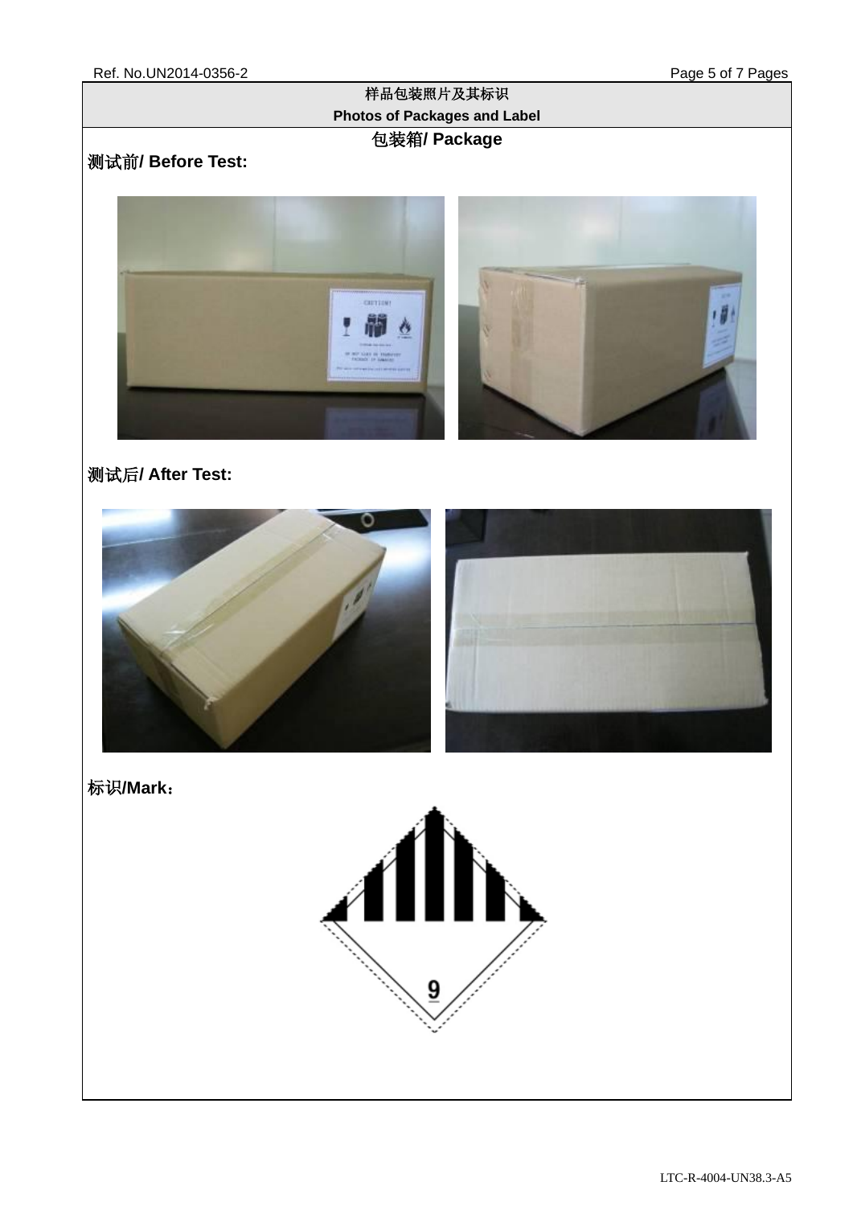## 样品包装照片及其标识
## Photos of Packages and Label

### 包装箱/ Package

**测试前/ Before Test:**

**测试后/ After Test:**

**标识/Mark：**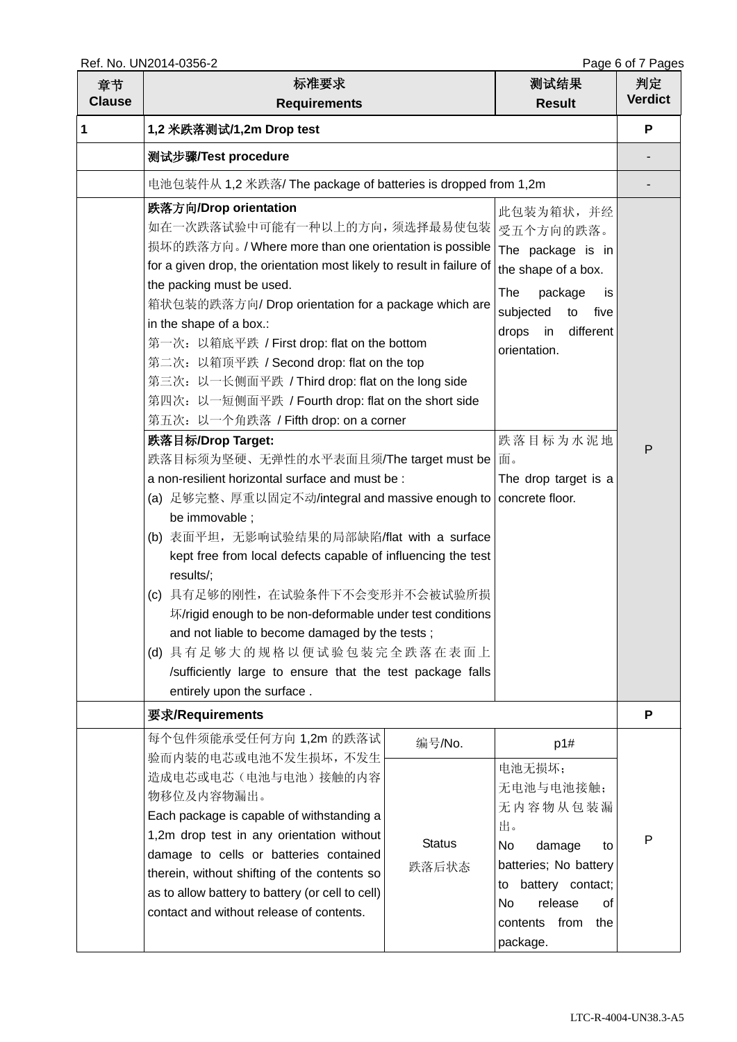| 章节 Clause | 标准要求 Requirements | | 测试结果 Result | 判定 Verdict |
|---|---|---|---|---|
| 1 | **1,2 米跌落测试/1,2m Drop test** | | | P |
| | **测试步骤/Test procedure** | | | - |
| | 电池包装件从 1,2 米跌落/ The package of batteries is dropped from 1,2m | | | - |
| | **跌落方向/Drop orientation**<br>如在一次跌落试验中可能有一种以上的方向，须选择最易使包装损坏的跌落方向。/ Where more than one orientation is possible for a given drop, the orientation most likely to result in failure of the packing must be used.<br>箱状包装的跌落方向/ Drop orientation for a package which are in the shape of a box.:<br>第一次：以箱底平跌 / First drop: flat on the bottom<br>第二次：以箱顶平跌 / Second drop: flat on the top<br>第三次：以一长侧面平跌 / Third drop: flat on the long side<br>第四次：以一短侧面平跌 / Fourth drop: flat on the short side<br>第五次：以一个角跌落 / Fifth drop: on a corner | | 此包装为箱状，并经受五个方向的跌落。<br>The package is in the shape of a box.<br>The package is subjected to five drops in different orientation. | P |
| | **跌落目标/Drop Target:**<br>跌落目标须为坚硬、无弹性的水平表面且须/The target must be a non-resilient horizontal surface and must be :<br>(a) 足够完整、厚重以固定不动/integral and massive enough to be immovable ;<br>(b) 表面平坦，无影响试验结果的局部缺陷/flat with a surface kept free from local defects capable of influencing the test results/;<br>(c) 具有足够的刚性，在试验条件下不会变形并不会被试验所损坏/rigid enough to be non-deformable under test conditions and not liable to become damaged by the tests ;<br>(d) 具有足够大的规格以便试验包装完全跌落在表面上/sufficiently large to ensure that the test package falls entirely upon the surface . | | 跌落目标为水泥地面。<br>The drop target is a concrete floor. | |
| | **要求/Requirements** | | | P |
| | 每个包件须能承受任何方向 1,2m 的跌落试验而内装的电芯或电池不发生损坏，不发生造成电芯或电芯（电池与电池）接触的内容物移位及内容物漏出。<br>Each package is capable of withstanding a 1,2m drop test in any orientation without damage to cells or batteries contained therein, without shifting of the contents so as to allow battery to battery (or cell to cell) contact and without release of contents. | 编号/No. | p1# | P |
| | | Status<br>跌落后状态 | 电池无损坏；<br>无电池与电池接触；<br>无内容物从包装漏出。<br>No damage to batteries; No battery to battery contact; No release of contents from the package. | |

LTC-R-4004-UN38.3-A5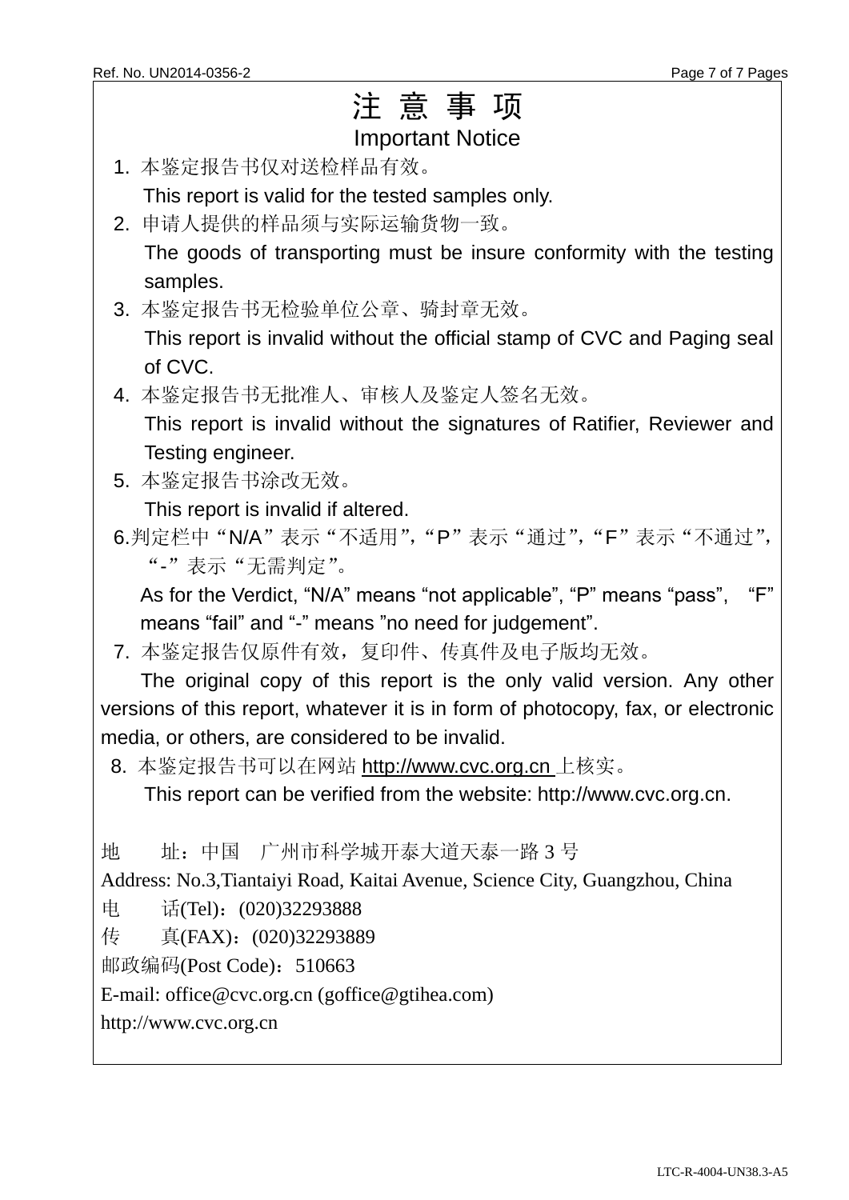# 注 意 事 项

## Important Notice

1. 本鉴定报告书仅对送检样品有效。
   This report is valid for the tested samples only.
2. 申请人提供的样品须与实际运输货物一致。
   The goods of transporting must be insure conformity with the testing samples.
3. 本鉴定报告书无检验单位公章、骑封章无效。
   This report is invalid without the official stamp of CVC and Paging seal of CVC.
4. 本鉴定报告书无批准人、审核人及鉴定人签名无效。
   This report is invalid without the signatures of Ratifier, Reviewer and Testing engineer.
5. 本鉴定报告书涂改无效。
   This report is invalid if altered.
6. 判定栏中"N/A"表示"不适用","P"表示"通过","F"表示"不通过","-"表示"无需判定"。
   As for the Verdict, "N/A" means "not applicable", "P" means "pass", "F" means "fail" and "-" means "no need for judgement".
7. 本鉴定报告仅原件有效，复印件、传真件及电子版均无效。
   The original copy of this report is the only valid version. Any other versions of this report, whatever it is in form of photocopy, fax, or electronic media, or others, are considered to be invalid.
8. 本鉴定报告书可以在网站 http://www.cvc.org.cn 上核实。
   This report can be verified from the website: http://www.cvc.org.cn.

地　　址：中国　广州市科学城开泰大道天泰一路 3 号

Address: No.3,Tiantaiyi Road, Kaitai Avenue, Science City, Guangzhou, China

电　　话(Tel)：(020)32293888

传　　真(FAX)：(020)32293889

邮政编码(Post Code)：510663

E-mail: office@cvc.org.cn (goffice@gtihea.com)

http://www.cvc.org.cn

LTC-R-4004-UN38.3-A5